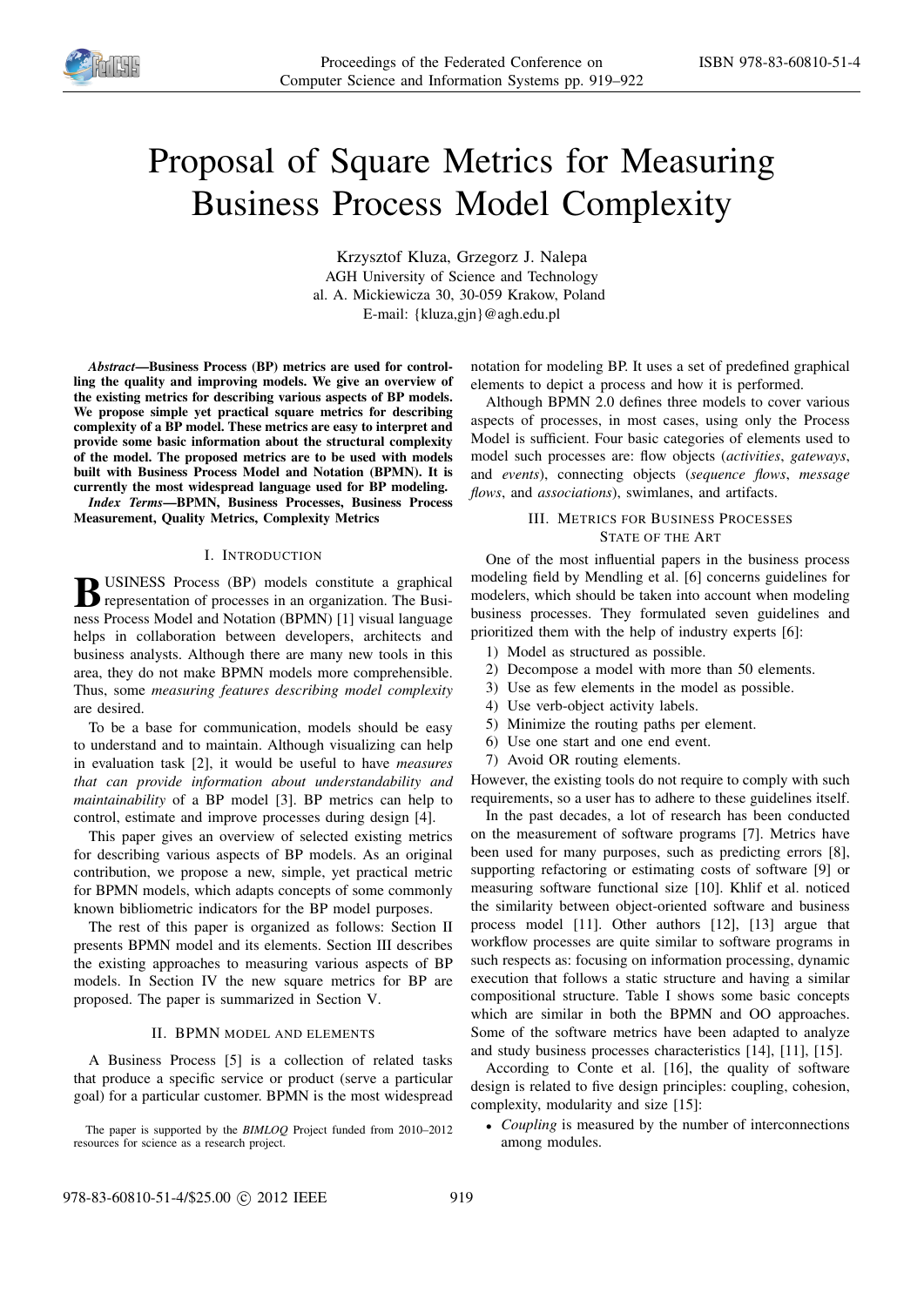# Proposal of Square Metrics for Measuring Business Process Model Complexity

Krzysztof Kluza, Grzegorz J. Nalepa
AGH University of Science and Technology
al. A. Mickiewicza 30, 30-059 Krakow, Poland
E-mail: {kluza,gjn}@agh.edu.pl

***Abstract*—Business Process (BP) metrics are used for controlling the quality and improving models. We give an overview of the existing metrics for describing various aspects of BP models. We propose simple yet practical square metrics for describing complexity of a BP model. These metrics are easy to interpret and provide some basic information about the structural complexity of the model. The proposed metrics are to be used with models built with Business Process Model and Notation (BPMN). It is currently the most widespread language used for BP modeling.**

***Index Terms*—BPMN, Business Processes, Business Process Measurement, Quality Metrics, Complexity Metrics**

## I. Introduction

Business Process (BP) models constitute a graphical representation of processes in an organization. The Business Process Model and Notation (BPMN) [1] visual language helps in collaboration between developers, architects and business analysts. Although there are many new tools in this area, they do not make BPMN models more comprehensible. Thus, some *measuring features describing model complexity* are desired.

To be a base for communication, models should be easy to understand and to maintain. Although visualizing can help in evaluation task [2], it would be useful to have *measures that can provide information about understandability and maintainability* of a BP model [3]. BP metrics can help to control, estimate and improve processes during design [4].

This paper gives an overview of selected existing metrics for describing various aspects of BP models. As an original contribution, we propose a new, simple, yet practical metric for BPMN models, which adapts concepts of some commonly known bibliometric indicators for the BP model purposes.

The rest of this paper is organized as follows: Section II presents BPMN model and its elements. Section III describes the existing approaches to measuring various aspects of BP models. In Section IV the new square metrics for BP are proposed. The paper is summarized in Section V.

## II. BPMN model and elements

A Business Process [5] is a collection of related tasks that produce a specific service or product (serve a particular goal) for a particular customer. BPMN is the most widespread notation for modeling BP. It uses a set of predefined graphical elements to depict a process and how it is performed.

Although BPMN 2.0 defines three models to cover various aspects of processes, in most cases, using only the Process Model is sufficient. Four basic categories of elements used to model such processes are: flow objects (*activities*, *gateways*, and *events*), connecting objects (*sequence flows*, *message flows*, and *associations*), swimlanes, and artifacts.

## III. Metrics for Business Processes State of the Art

One of the most influential papers in the business process modeling field by Mendling et al. [6] concerns guidelines for modelers, which should be taken into account when modeling business processes. They formulated seven guidelines and prioritized them with the help of industry experts [6]:

1) Model as structured as possible.
2) Decompose a model with more than 50 elements.
3) Use as few elements in the model as possible.
4) Use verb-object activity labels.
5) Minimize the routing paths per element.
6) Use one start and one end event.
7) Avoid OR routing elements.

However, the existing tools do not require to comply with such requirements, so a user has to adhere to these guidelines itself.

In the past decades, a lot of research has been conducted on the measurement of software programs [7]. Metrics have been used for many purposes, such as predicting errors [8], supporting refactoring or estimating costs of software [9] or measuring software functional size [10]. Khlif et al. noticed the similarity between object-oriented software and business process model [11]. Other authors [12], [13] argue that workflow processes are quite similar to software programs in such respects as: focusing on information processing, dynamic execution that follows a static structure and having a similar compositional structure. Table I shows some basic concepts which are similar in both the BPMN and OO approaches. Some of the software metrics have been adapted to analyze and study business processes characteristics [14], [11], [15].

According to Conte et al. [16], the quality of software design is related to five design principles: coupling, cohesion, complexity, modularity and size [15]:

- *Coupling* is measured by the number of interconnections among modules.

The paper is supported by the *BIMLOQ* Project funded from 2010–2012 resources for science as a research project.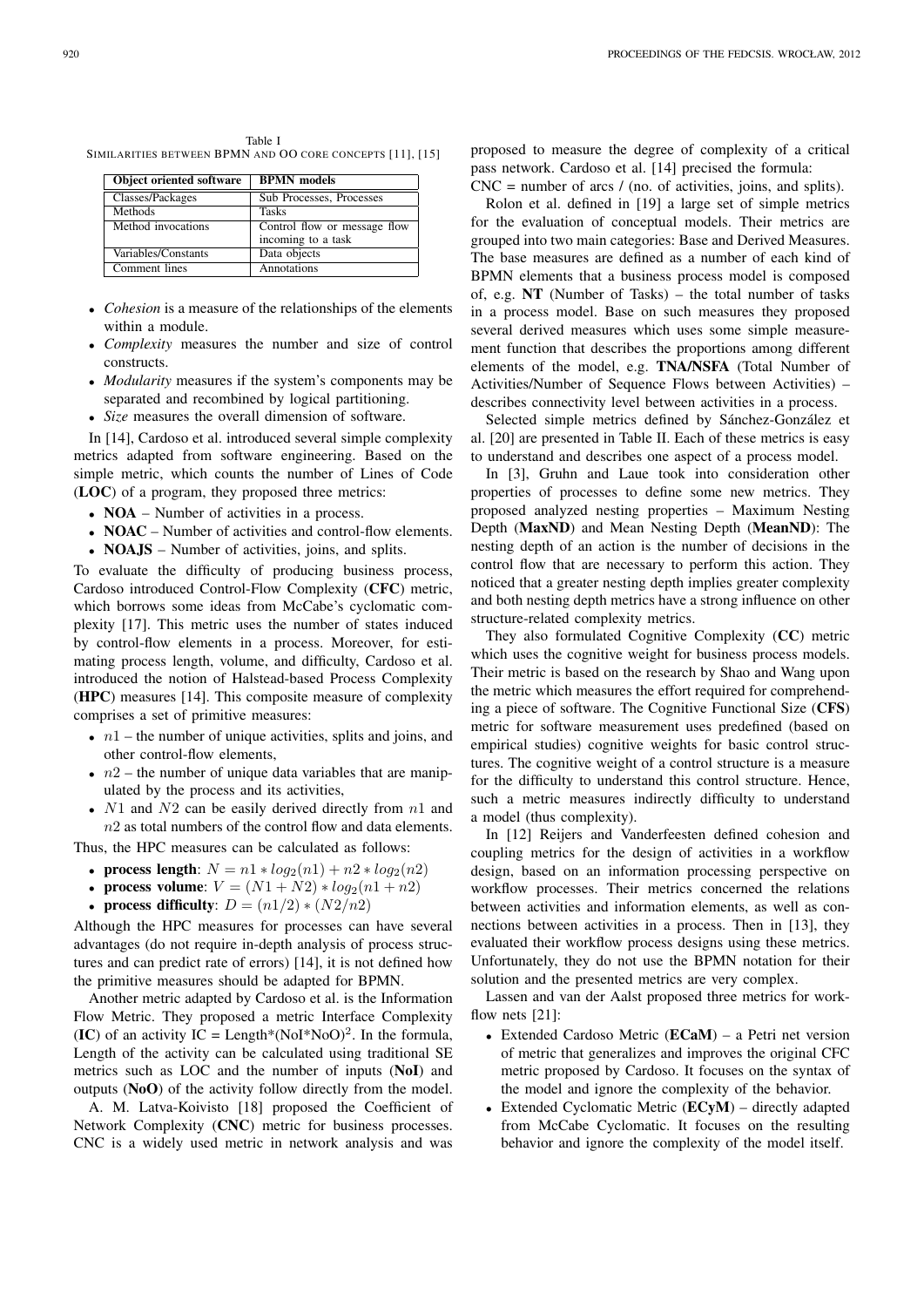Table I
SIMILARITIES BETWEEN BPMN AND OO CORE CONCEPTS [11], [15]

| Object oriented software | BPMN models |
|---|---|
| Classes/Packages | Sub Processes, Processes |
| Methods | Tasks |
| Method invocations | Control flow or message flow incoming to a task |
| Variables/Constants | Data objects |
| Comment lines | Annotations |

- *Cohesion* is a measure of the relationships of the elements within a module.
- *Complexity* measures the number and size of control constructs.
- *Modularity* measures if the system's components may be separated and recombined by logical partitioning.
- *Size* measures the overall dimension of software.

In [14], Cardoso et al. introduced several simple complexity metrics adapted from software engineering. Based on the simple metric, which counts the number of Lines of Code (**LOC**) of a program, they proposed three metrics:

- **NOA** – Number of activities in a process.
- **NOAC** – Number of activities and control-flow elements.
- **NOAJS** – Number of activities, joins, and splits.

To evaluate the difficulty of producing business process, Cardoso introduced Control-Flow Complexity (**CFC**) metric, which borrows some ideas from McCabe's cyclomatic complexity [17]. This metric uses the number of states induced by control-flow elements in a process. Moreover, for estimating process length, volume, and difficulty, Cardoso et al. introduced the notion of Halstead-based Process Complexity (**HPC**) measures [14]. This composite measure of complexity comprises a set of primitive measures:

- $n1$ – the number of unique activities, splits and joins, and other control-flow elements,
- $n2$ – the number of unique data variables that are manipulated by the process and its activities,
- $N1$ and $N2$ can be easily derived directly from $n1$ and $n2$ as total numbers of the control flow and data elements.

Thus, the HPC measures can be calculated as follows:

- **process length**: $N = n1 * log_2(n1) + n2 * log_2(n2)$
- **process volume**: $V = (N1 + N2) * log_2(n1 + n2)$
- **process difficulty**: $D = (n1/2) * (N2/n2)$

Although the HPC measures for processes can have several advantages (do not require in-depth analysis of process structures and can predict rate of errors) [14], it is not defined how the primitive measures should be adapted for BPMN.

Another metric adapted by Cardoso et al. is the Information Flow Metric. They proposed a metric Interface Complexity (**IC**) of an activity IC = Length*(NoI*NoO)$^2$. In the formula, Length of the activity can be calculated using traditional SE metrics such as LOC and the number of inputs (**NoI**) and outputs (**NoO**) of the activity follow directly from the model.

A. M. Latva-Koivisto [18] proposed the Coefficient of Network Complexity (**CNC**) metric for business processes. CNC is a widely used metric in network analysis and was proposed to measure the degree of complexity of a critical pass network. Cardoso et al. [14] precised the formula:
CNC = number of arcs / (no. of activities, joins, and splits).

Rolon et al. defined in [19] a large set of simple metrics for the evaluation of conceptual models. Their metrics are grouped into two main categories: Base and Derived Measures. The base measures are defined as a number of each kind of BPMN elements that a business process model is composed of, e.g. **NT** (Number of Tasks) – the total number of tasks in a process model. Base on such measures they proposed several derived measures which uses some simple measurement function that describes the proportions among different elements of the model, e.g. **TNA/NSFA** (Total Number of Activities/Number of Sequence Flows between Activities) – describes connectivity level between activities in a process.

Selected simple metrics defined by Sánchez-González et al. [20] are presented in Table II. Each of these metrics is easy to understand and describes one aspect of a process model.

In [3], Gruhn and Laue took into consideration other properties of processes to define some new metrics. They proposed analyzed nesting properties – Maximum Nesting Depth (**MaxND**) and Mean Nesting Depth (**MeanND**): The nesting depth of an action is the number of decisions in the control flow that are necessary to perform this action. They noticed that a greater nesting depth implies greater complexity and both nesting depth metrics have a strong influence on other structure-related complexity metrics.

They also formulated Cognitive Complexity (**CC**) metric which uses the cognitive weight for business process models. Their metric is based on the research by Shao and Wang upon the metric which measures the effort required for comprehending a piece of software. The Cognitive Functional Size (**CFS**) metric for software measurement uses predefined (based on empirical studies) cognitive weights for basic control structures. The cognitive weight of a control structure is a measure for the difficulty to understand this control structure. Hence, such a metric measures indirectly difficulty to understand a model (thus complexity).

In [12] Reijers and Vanderfeesten defined cohesion and coupling metrics for the design of activities in a workflow design, based on an information processing perspective on workflow processes. Their metrics concerned the relations between activities and information elements, as well as connections between activities in a process. Then in [13], they evaluated their workflow process designs using these metrics. Unfortunately, they do not use the BPMN notation for their solution and the presented metrics are very complex.

Lassen and van der Aalst proposed three metrics for workflow nets [21]:

- Extended Cardoso Metric (**ECaM**) – a Petri net version of metric that generalizes and improves the original CFC metric proposed by Cardoso. It focuses on the syntax of the model and ignore the complexity of the behavior.
- Extended Cyclomatic Metric (**ECyM**) – directly adapted from McCabe Cyclomatic. It focuses on the resulting behavior and ignore the complexity of the model itself.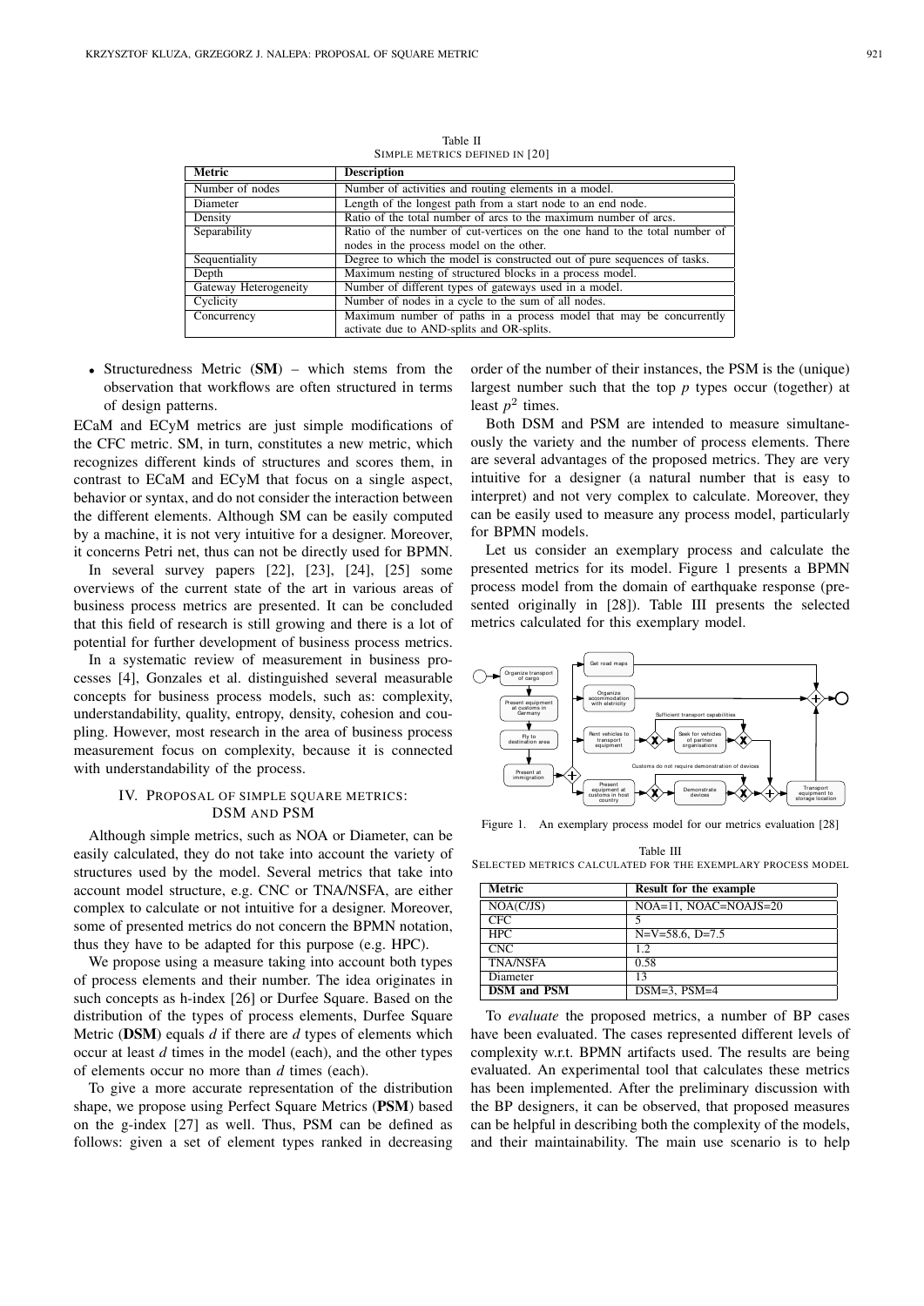Table II
SIMPLE METRICS DEFINED IN [20]

| Metric | Description |
| --- | --- |
| Number of nodes | Number of activities and routing elements in a model. |
| Diameter | Length of the longest path from a start node to an end node. |
| Density | Ratio of the total number of arcs to the maximum number of arcs. |
| Separability | Ratio of the number of cut-vertices on the one hand to the total number of nodes in the process model on the other. |
| Sequentiality | Degree to which the model is constructed out of pure sequences of tasks. |
| Depth | Maximum nesting of structured blocks in a process model. |
| Gateway Heterogeneity | Number of different types of gateways used in a model. |
| Cyclicity | Number of nodes in a cycle to the sum of all nodes. |
| Concurrency | Maximum number of paths in a process model that may be concurrently activate due to AND-splits and OR-splits. |

- Structuredness Metric (**SM**) – which stems from the observation that workflows are often structured in terms of design patterns.

ECaM and ECyM metrics are just simple modifications of the CFC metric. SM, in turn, constitutes a new metric, which recognizes different kinds of structures and scores them, in contrast to ECaM and ECyM that focus on a single aspect, behavior or syntax, and do not consider the interaction between the different elements. Although SM can be easily computed by a machine, it is not very intuitive for a designer. Moreover, it concerns Petri net, thus can not be directly used for BPMN.

In several survey papers [22], [23], [24], [25] some overviews of the current state of the art in various areas of business process metrics are presented. It can be concluded that this field of research is still growing and there is a lot of potential for further development of business process metrics.

In a systematic review of measurement in business processes [4], Gonzales et al. distinguished several measurable concepts for business process models, such as: complexity, understandability, quality, entropy, density, cohesion and coupling. However, most research in the area of business process measurement focus on complexity, because it is connected with understandability of the process.

## IV. PROPOSAL OF SIMPLE SQUARE METRICS: DSM AND PSM

Although simple metrics, such as NOA or Diameter, can be easily calculated, they do not take into account the variety of structures used by the model. Several metrics that take into account model structure, e.g. CNC or TNA/NSFA, are either complex to calculate or not intuitive for a designer. Moreover, some of presented metrics do not concern the BPMN notation, thus they have to be adapted for this purpose (e.g. HPC).

We propose using a measure taking into account both types of process elements and their number. The idea originates in such concepts as h-index [26] or Durfee Square. Based on the distribution of the types of process elements, Durfee Square Metric (**DSM**) equals $d$ if there are $d$ types of elements which occur at least $d$ times in the model (each), and the other types of elements occur no more than $d$ times (each).

To give a more accurate representation of the distribution shape, we propose using Perfect Square Metrics (**PSM**) based on the g-index [27] as well. Thus, PSM can be defined as follows: given a set of element types ranked in decreasing order of the number of their instances, the PSM is the (unique) largest number such that the top $p$ types occur (together) at least $p^2$ times.

Both DSM and PSM are intended to measure simultaneously the variety and the number of process elements. There are several advantages of the proposed metrics. They are very intuitive for a designer (a natural number that is easy to interpret) and not very complex to calculate. Moreover, they can be easily used to measure any process model, particularly for BPMN models.

Let us consider an exemplary process and calculate the presented metrics for its model. Figure 1 presents a BPMN process model from the domain of earthquake response (presented originally in [28]). Table III presents the selected metrics calculated for this exemplary model.

Figure 1. An exemplary process model for our metrics evaluation [28]

Table III
SELECTED METRICS CALCULATED FOR THE EXEMPLARY PROCESS MODEL

| Metric | Result for the example |
| --- | --- |
| NOA(C/JS) | NOA=11, NOAC=NOAJS=20 |
| CFC | 5 |
| HPC | N=V=58.6, D=7.5 |
| CNC | 1.2 |
| TNA/NSFA | 0.58 |
| Diameter | 13 |
| **DSM and PSM** | DSM=3, PSM=4 |

To *evaluate* the proposed metrics, a number of BP cases have been evaluated. The cases represented different levels of complexity w.r.t. BPMN artifacts used. The results are being evaluated. An experimental tool that calculates these metrics has been implemented. After the preliminary discussion with the BP designers, it can be observed, that proposed measures can be helpful in describing both the complexity of the models, and their maintainability. The main use scenario is to help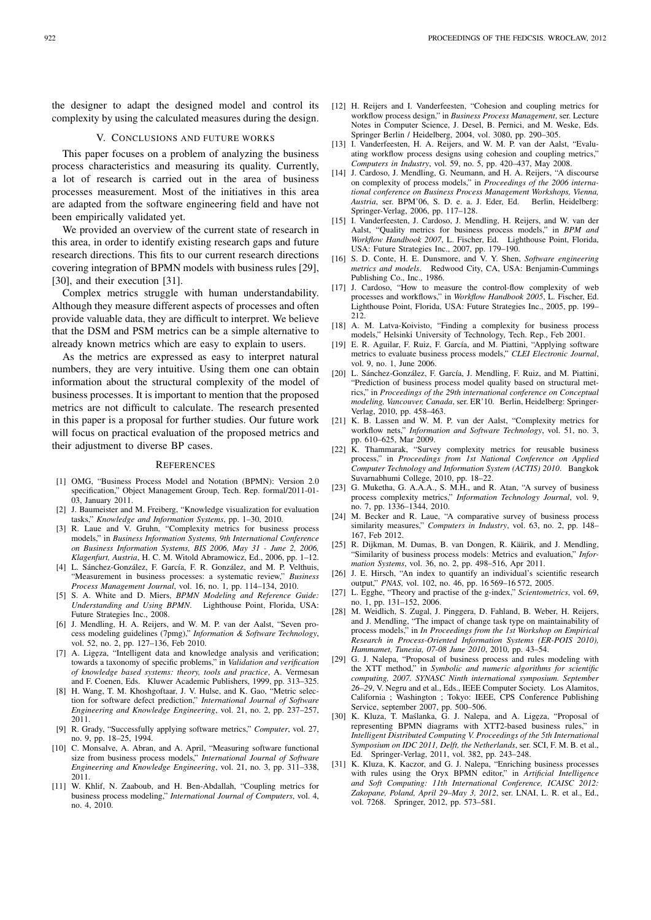the designer to adapt the designed model and control its complexity by using the calculated measures during the design.

## V. Conclusions and Future Works

This paper focuses on a problem of analyzing the business process characteristics and measuring its quality. Currently, a lot of research is carried out in the area of business processes measurement. Most of the initiatives in this area are adapted from the software engineering field and have not been empirically validated yet.

We provided an overview of the current state of research in this area, in order to identify existing research gaps and future research directions. This fits to our current research directions covering integration of BPMN models with business rules [29], [30], and their execution [31].

Complex metrics struggle with human understandability. Although they measure different aspects of processes and often provide valuable data, they are difficult to interpret. We believe that the DSM and PSM metrics can be a simple alternative to already known metrics which are easy to explain to users.

As the metrics are expressed as easy to interpret natural numbers, they are very intuitive. Using them one can obtain information about the structural complexity of the model of business processes. It is important to mention that the proposed metrics are not difficult to calculate. The research presented in this paper is a proposal for further studies. Our future work will focus on practical evaluation of the proposed metrics and their adjustment to diverse BP cases.

## References

[1] OMG, "Business Process Model and Notation (BPMN): Version 2.0 specification," Object Management Group, Tech. Rep. formal/2011-01-03, January 2011.

[2] J. Baumeister and M. Freiberg, "Knowledge visualization for evaluation tasks," *Knowledge and Information Systems*, pp. 1–30, 2010.

[3] R. Laue and V. Gruhn, "Complexity metrics for business process models," in *Business Information Systems, 9th International Conference on Business Information Systems, BIS 2006, May 31 - June 2, 2006, Klagenfurt, Austria*, H. C. M. Witold Abramowicz, Ed., 2006, pp. 1–12.

[4] L. Sánchez-González, F. García, F. R. González, and M. P. Velthuis, "Measurement in business processes: a systematic review," *Business Process Management Journal*, vol. 16, no. 1, pp. 114–134, 2010.

[5] S. A. White and D. Miers, *BPMN Modeling and Reference Guide: Understanding and Using BPMN*. Lighthouse Point, Florida, USA: Future Strategies Inc., 2008.

[6] J. Mendling, H. A. Reijers, and W. M. P. van der Aalst, "Seven process modeling guidelines (7pmg)," *Information & Software Technology*, vol. 52, no. 2, pp. 127–136, Feb 2010.

[7] A. Ligęza, "Intelligent data and knowledge analysis and verification; towards a taxonomy of specific problems," in *Validation and verification of knowledge based systems: theory, tools and practice*, A. Vermesan and F. Coenen, Eds. Kluwer Academic Publishers, 1999, pp. 313–325.

[8] H. Wang, T. M. Khoshgoftaar, J. V. Hulse, and K. Gao, "Metric selection for software defect prediction," *International Journal of Software Engineering and Knowledge Engineering*, vol. 21, no. 2, pp. 237–257, 2011.

[9] R. Grady, "Successfully applying software metrics," *Computer*, vol. 27, no. 9, pp. 18–25, 1994.

[10] C. Monsalve, A. Abran, and A. April, "Measuring software functional size from business process models," *International Journal of Software Engineering and Knowledge Engineering*, vol. 21, no. 3, pp. 311–338, 2011.

[11] W. Khlif, N. Zaaboub, and H. Ben-Abdallah, "Coupling metrics for business process modeling," *International Journal of Computers*, vol. 4, no. 4, 2010.

[12] H. Reijers and I. Vanderfeesten, "Cohesion and coupling metrics for workflow process design," in *Business Process Management*, ser. Lecture Notes in Computer Science, J. Desel, B. Pernici, and M. Weske, Eds. Springer Berlin / Heidelberg, 2004, vol. 3080, pp. 290–305.

[13] I. Vanderfeesten, H. A. Reijers, and W. M. P. van der Aalst, "Evaluating workflow process designs using cohesion and coupling metrics," *Computers in Industry*, vol. 59, no. 5, pp. 420–437, May 2008.

[14] J. Cardoso, J. Mendling, G. Neumann, and H. A. Reijers, "A discourse on complexity of process models," in *Proceedings of the 2006 international conference on Business Process Management Workshops, Vienna, Austria*, ser. BPM'06, S. D. e. a. J. Eder, Ed. Berlin, Heidelberg: Springer-Verlag, 2006, pp. 117–128.

[15] I. Vanderfeesten, J. Cardoso, J. Mendling, H. Reijers, and W. van der Aalst, "Quality metrics for business process models," in *BPM and Workflow Handbook 2007*, L. Fischer, Ed. Lighthouse Point, Florida, USA: Future Strategies Inc., 2007, pp. 179–190.

[16] S. D. Conte, H. E. Dunsmore, and V. Y. Shen, *Software engineering metrics and models*. Redwood City, CA, USA: Benjamin-Cummings Publishing Co., Inc., 1986.

[17] J. Cardoso, "How to measure the control-flow complexity of web processes and workflows," in *Workflow Handbook 2005*, L. Fischer, Ed. Lighthouse Point, Florida, USA: Future Strategies Inc., 2005, pp. 199–212.

[18] A. M. Latva-Koivisto, "Finding a complexity for business process models," Helsinki University of Technology, Tech. Rep., Feb 2001.

[19] E. R. Aguilar, F. Ruiz, F. García, and M. Piattini, "Applying software metrics to evaluate business process models," *CLEI Electronic Journal*, vol. 9, no. 1, June 2006.

[20] L. Sánchez-González, F. García, J. Mendling, F. Ruiz, and M. Piattini, "Prediction of business process model quality based on structural metrics," in *Proceedings of the 29th international conference on Conceptual modeling, Vancouver, Canada*, ser. ER'10. Berlin, Heidelberg: Springer-Verlag, 2010, pp. 458–463.

[21] K. B. Lassen and W. M. P. van der Aalst, "Complexity metrics for workflow nets," *Information and Software Technology*, vol. 51, no. 3, pp. 610–625, Mar 2009.

[22] K. Thammarak, "Survey complexity metrics for reusable business process," in *Proceedings from 1st National Conference on Applied Computer Technology and Information System (ACTIS) 2010*. Bangkok Suvarnabhumi College, 2010, pp. 18–22.

[23] G. Muketha, G. A.A.A., S. M.H., and R. Atan, "A survey of business process complexity metrics," *Information Technology Journal*, vol. 9, no. 7, pp. 1336–1344, 2010.

[24] M. Becker and R. Laue, "A comparative survey of business process similarity measures," *Computers in Industry*, vol. 63, no. 2, pp. 148–167, Feb 2012.

[25] R. Dijkman, M. Dumas, B. van Dongen, R. Käärik, and J. Mendling, "Similarity of business process models: Metrics and evaluation," *Information Systems*, vol. 36, no. 2, pp. 498–516, Apr 2011.

[26] J. E. Hirsch, "An index to quantify an individual's scientific research output," *PNAS*, vol. 102, no. 46, pp. 16 569–16 572, 2005.

[27] L. Egghe, "Theory and practise of the g-index," *Scientometrics*, vol. 69, no. 1, pp. 131–152, 2006.

[28] M. Weidlich, S. Zugal, J. Pinggera, D. Fahland, B. Weber, H. Reijers, and J. Mendling, "The impact of change task type on maintainability of process models," in *In Proceedings from the 1st Workshop on Empirical Research in Process-Oriented Information Systems (ER-POIS 2010), Hammamet, Tunesia, 07-08 June 2010*, 2010, pp. 43–54.

[29] G. J. Nalepa, "Proposal of business process and rules modeling with the XTT method," in *Symbolic and numeric algorithms for scientific computing, 2007. SYNASC Ninth international symposium. September 26–29*, V. Negru and et al., Eds., IEEE Computer Society. Los Alamitos, California ; Washington ; Tokyo: IEEE, CPS Conference Publishing Service, september 2007, pp. 500–506.

[30] K. Kluza, T. Maślanka, G. J. Nalepa, and A. Ligęza, "Proposal of representing BPMN diagrams with XTT2-based business rules," in *Intelligent Distributed Computing V. Proceedings of the 5th International Symposium on IDC 2011, Delft, the Netherlands*, ser. SCI, F. M. B. et al., Ed. Springer-Verlag, 2011, vol. 382, pp. 243–248.

[31] K. Kluza, K. Kaczor, and G. J. Nalepa, "Enriching business processes with rules using the Oryx BPMN editor," in *Artificial Intelligence and Soft Computing: 11th International Conference, ICAISC 2012: Zakopane, Poland, April 29–May 3, 2012*, ser. LNAI, L. R. et al., Ed., vol. 7268. Springer, 2012, pp. 573–581.